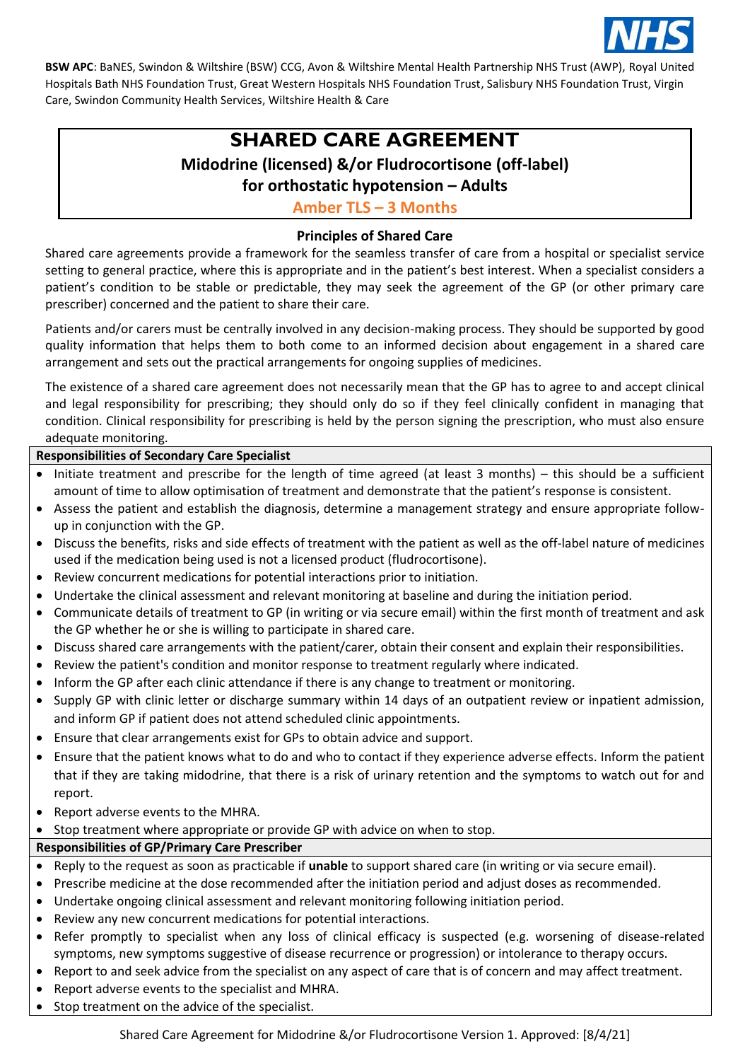**BSW APC**: BaNES, Swindon & Wiltshire (BSW) CCG, Avon & Wiltshire Mental Health Partnership NHS Trust (AWP), Royal United Hospitals Bath NHS Foundation Trust, Great Western Hospitals NHS Foundation Trust, Salisbury NHS Foundation Trust, Virgin Care, Swindon Community Health Services, Wiltshire Health & Care

# SHARED CARE AGREEMENT

## Midodrine (licensed) &/or Fludrocortisone (off-label) for orthostatic hypotension – Adults

**Amber TLS – 3 Months**

### Principles of Shared Care

Shared care agreements provide a framework for the seamless transfer of care from a hospital or specialist service setting to general practice, where this is appropriate and in the patient's best interest. When a specialist considers a patient's condition to be stable or predictable, they may seek the agreement of the GP (or other primary care prescriber) concerned and the patient to share their care.

Patients and/or carers must be centrally involved in any decision-making process. They should be supported by good quality information that helps them to both come to an informed decision about engagement in a shared care arrangement and sets out the practical arrangements for ongoing supplies of medicines.

The existence of a shared care agreement does not necessarily mean that the GP has to agree to and accept clinical and legal responsibility for prescribing; they should only do so if they feel clinically confident in managing that condition. Clinical responsibility for prescribing is held by the person signing the prescription, who must also ensure adequate monitoring.

**Responsibilities of Secondary Care Specialist**

- Initiate treatment and prescribe for the length of time agreed (at least 3 months) – this should be a sufficient amount of time to allow optimisation of treatment and demonstrate that the patient's response is consistent.
- Assess the patient and establish the diagnosis, determine a management strategy and ensure appropriate follow-up in conjunction with the GP.
- Discuss the benefits, risks and side effects of treatment with the patient as well as the off-label nature of medicines used if the medication being used is not a licensed product (fludrocortisone).
- Review concurrent medications for potential interactions prior to initiation.
- Undertake the clinical assessment and relevant monitoring at baseline and during the initiation period.
- Communicate details of treatment to GP (in writing or via secure email) within the first month of treatment and ask the GP whether he or she is willing to participate in shared care.
- Discuss shared care arrangements with the patient/carer, obtain their consent and explain their responsibilities.
- Review the patient's condition and monitor response to treatment regularly where indicated.
- Inform the GP after each clinic attendance if there is any change to treatment or monitoring.
- Supply GP with clinic letter or discharge summary within 14 days of an outpatient review or inpatient admission, and inform GP if patient does not attend scheduled clinic appointments.
- Ensure that clear arrangements exist for GPs to obtain advice and support.
- Ensure that the patient knows what to do and who to contact if they experience adverse effects. Inform the patient that if they are taking midodrine, that there is a risk of urinary retention and the symptoms to watch out for and report.
- Report adverse events to the MHRA.
- Stop treatment where appropriate or provide GP with advice on when to stop.

**Responsibilities of GP/Primary Care Prescriber**

- Reply to the request as soon as practicable if **unable** to support shared care (in writing or via secure email).
- Prescribe medicine at the dose recommended after the initiation period and adjust doses as recommended.
- Undertake ongoing clinical assessment and relevant monitoring following initiation period.
- Review any new concurrent medications for potential interactions.
- Refer promptly to specialist when any loss of clinical efficacy is suspected (e.g. worsening of disease-related symptoms, new symptoms suggestive of disease recurrence or progression) or intolerance to therapy occurs.
- Report to and seek advice from the specialist on any aspect of care that is of concern and may affect treatment.
- Report adverse events to the specialist and MHRA.
- Stop treatment on the advice of the specialist.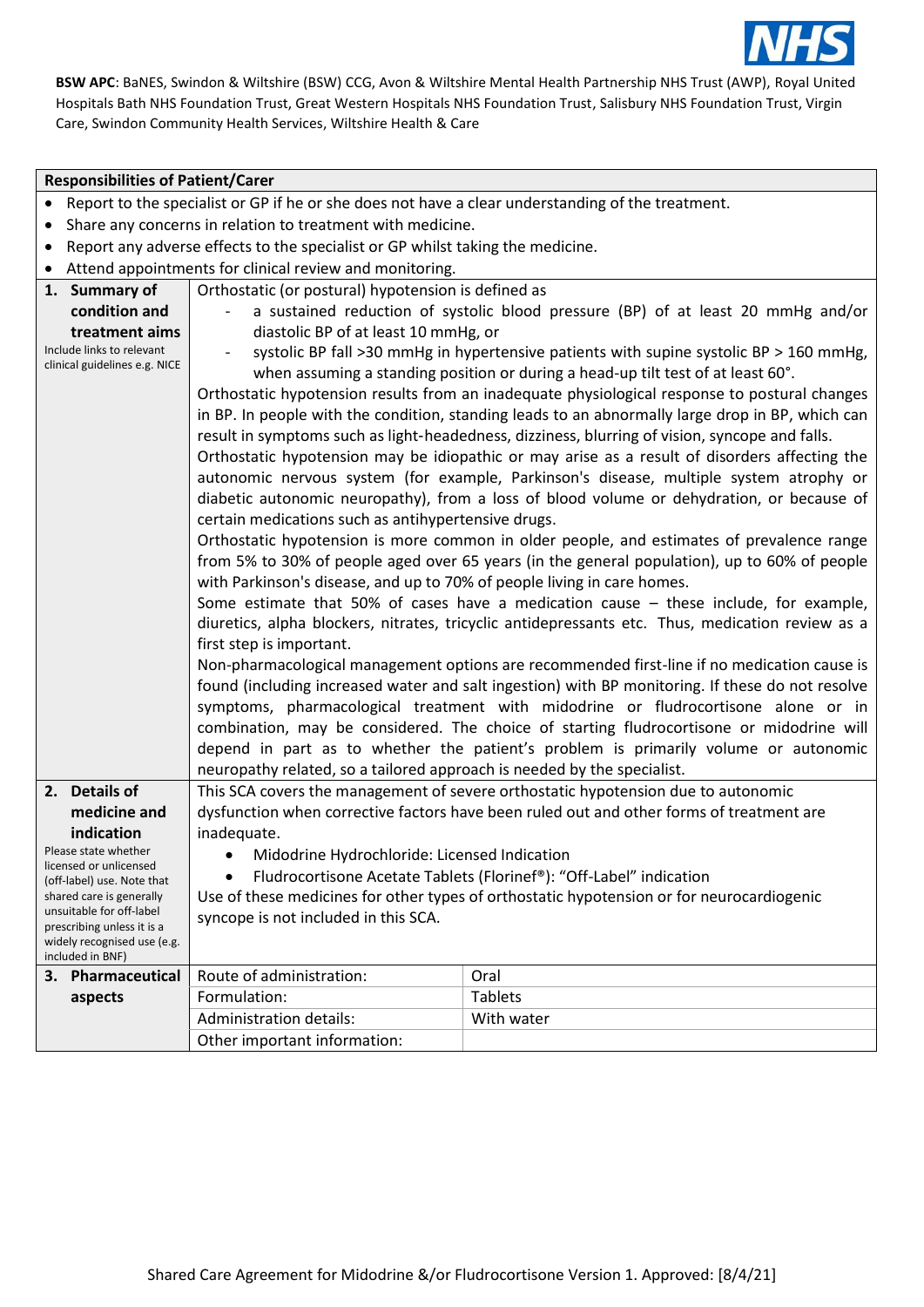**BSW APC**: BaNES, Swindon & Wiltshire (BSW) CCG, Avon & Wiltshire Mental Health Partnership NHS Trust (AWP), Royal United Hospitals Bath NHS Foundation Trust, Great Western Hospitals NHS Foundation Trust, Salisbury NHS Foundation Trust, Virgin Care, Swindon Community Health Services, Wiltshire Health & Care

**Responsibilities of Patient/Carer**

- Report to the specialist or GP if he or she does not have a clear understanding of the treatment.
- Share any concerns in relation to treatment with medicine.
- Report any adverse effects to the specialist or GP whilst taking the medicine.
- Attend appointments for clinical review and monitoring.

| | |
|---|---|
| **1. Summary of condition and treatment aims**<br>Include links to relevant clinical guidelines e.g. NICE | Orthostatic (or postural) hypotension is defined as<br>- a sustained reduction of systolic blood pressure (BP) of at least 20 mmHg and/or diastolic BP of at least 10 mmHg, or<br>- systolic BP fall >30 mmHg in hypertensive patients with supine systolic BP > 160 mmHg, when assuming a standing position or during a head-up tilt test of at least 60°.<br>Orthostatic hypotension results from an inadequate physiological response to postural changes in BP. In people with the condition, standing leads to an abnormally large drop in BP, which can result in symptoms such as light-headedness, dizziness, blurring of vision, syncope and falls.<br>Orthostatic hypotension may be idiopathic or may arise as a result of disorders affecting the autonomic nervous system (for example, Parkinson's disease, multiple system atrophy or diabetic autonomic neuropathy), from a loss of blood volume or dehydration, or because of certain medications such as antihypertensive drugs.<br>Orthostatic hypotension is more common in older people, and estimates of prevalence range from 5% to 30% of people aged over 65 years (in the general population), up to 60% of people with Parkinson's disease, and up to 70% of people living in care homes.<br>Some estimate that 50% of cases have a medication cause – these include, for example, diuretics, alpha blockers, nitrates, tricyclic antidepressants etc. Thus, medication review as a first step is important.<br>Non-pharmacological management options are recommended first-line if no medication cause is found (including increased water and salt ingestion) with BP monitoring. If these do not resolve symptoms, pharmacological treatment with midodrine or fludrocortisone alone or in combination, may be considered. The choice of starting fludrocortisone or midodrine will depend in part as to whether the patient's problem is primarily volume or autonomic neuropathy related, so a tailored approach is needed by the specialist. |
| **2. Details of medicine and indication**<br>Please state whether licensed or unlicensed (off-label) use. Note that shared care is generally unsuitable for off-label prescribing unless it is a widely recognised use (e.g. included in BNF) | This SCA covers the management of severe orthostatic hypotension due to autonomic dysfunction when corrective factors have been ruled out and other forms of treatment are inadequate.<br>• Midodrine Hydrochloride: Licensed Indication<br>• Fludrocortisone Acetate Tablets (Florinef®): "Off-Label" indication<br>Use of these medicines for other types of orthostatic hypotension or for neurocardiogenic syncope is not included in this SCA. |

| | | |
|---|---|---|
| **3. Pharmaceutical aspects** | Route of administration: | Oral |
| | Formulation: | Tablets |
| | Administration details: | With water |
| | Other important information: | |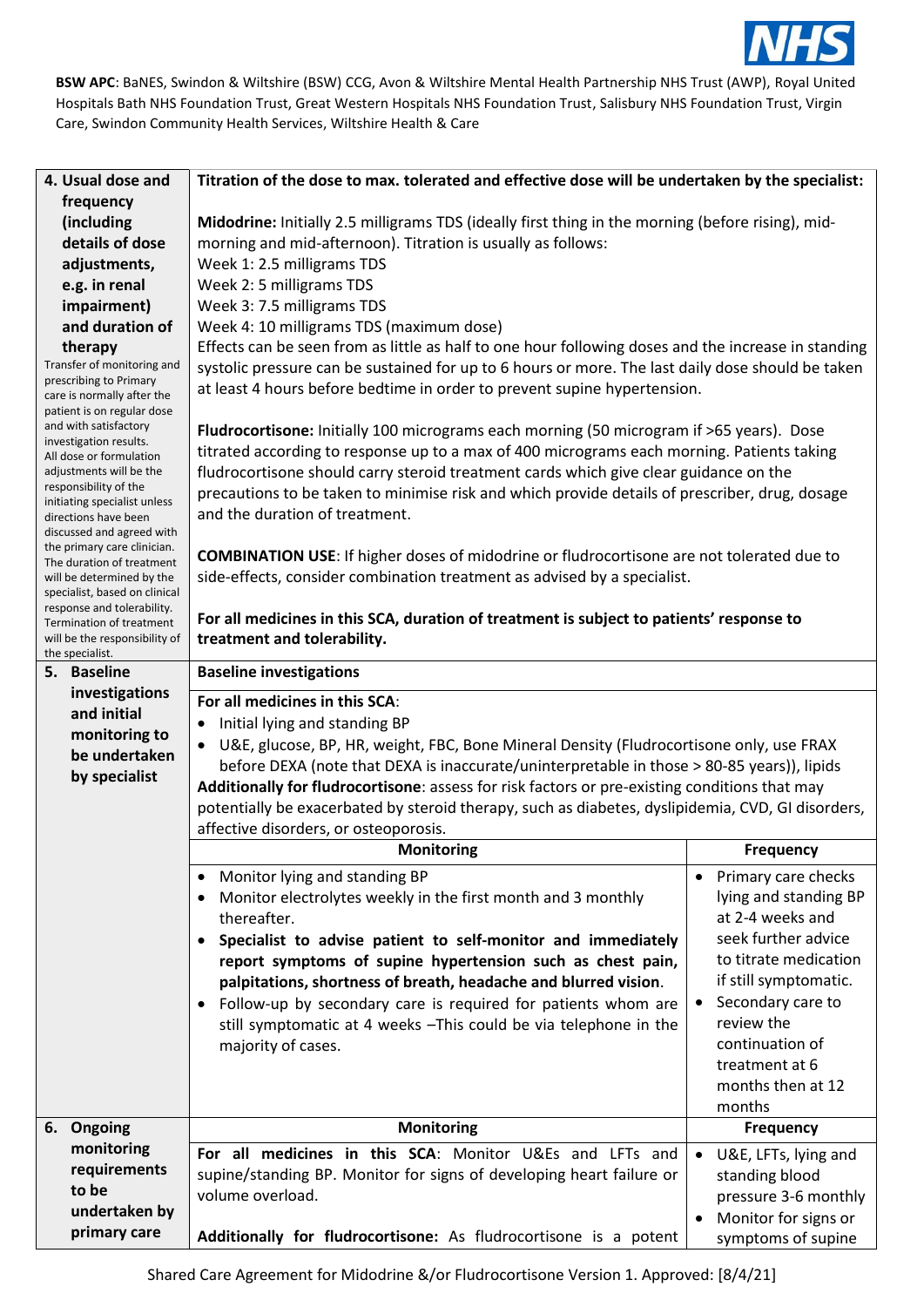**BSW APC**: BaNES, Swindon & Wiltshire (BSW) CCG, Avon & Wiltshire Mental Health Partnership NHS Trust (AWP), Royal United Hospitals Bath NHS Foundation Trust, Great Western Hospitals NHS Foundation Trust, Salisbury NHS Foundation Trust, Virgin Care, Swindon Community Health Services, Wiltshire Health & Care

| | | |
|---|---|---|
| **4. Usual dose and frequency (including details of dose adjustments, e.g. in renal impairment) and duration of therapy**<br>Transfer of monitoring and prescribing to Primary care is normally after the patient is on regular dose and with satisfactory investigation results.<br>All dose or formulation adjustments will be the responsibility of the initiating specialist unless directions have been discussed and agreed with the primary care clinician.<br>The duration of treatment will be determined by the specialist, based on clinical response and tolerability.<br>Termination of treatment will be the responsibility of the specialist. | **Titration of the dose to max. tolerated and effective dose will be undertaken by the specialist:**<br><br>**Midodrine:** Initially 2.5 milligrams TDS (ideally first thing in the morning (before rising), mid-morning and mid-afternoon). Titration is usually as follows:<br>Week 1: 2.5 milligrams TDS<br>Week 2: 5 milligrams TDS<br>Week 3: 7.5 milligrams TDS<br>Week 4: 10 milligrams TDS (maximum dose)<br>Effects can be seen from as little as half to one hour following doses and the increase in standing systolic pressure can be sustained for up to 6 hours or more. The last daily dose should be taken at least 4 hours before bedtime in order to prevent supine hypertension.<br><br>**Fludrocortisone:** Initially 100 micrograms each morning (50 microgram if >65 years). Dose titrated according to response up to a max of 400 micrograms each morning. Patients taking fludrocortisone should carry steroid treatment cards which give clear guidance on the precautions to be taken to minimise risk and which provide details of prescriber, drug, dosage and the duration of treatment.<br><br>**COMBINATION USE**: If higher doses of midodrine or fludrocortisone are not tolerated due to side-effects, consider combination treatment as advised by a specialist.<br><br>**For all medicines in this SCA, duration of treatment is subject to patients' response to treatment and tolerability.** | |
| **5. Baseline investigations and initial monitoring to be undertaken by specialist** | **Baseline investigations**<br><br>**For all medicines in this SCA**:<br>• Initial lying and standing BP<br>• U&E, glucose, BP, HR, weight, FBC, Bone Mineral Density (Fludrocortisone only, use FRAX before DEXA (note that DEXA is inaccurate/uninterpretable in those > 80-85 years)), lipids<br>**Additionally for fludrocortisone**: assess for risk factors or pre-existing conditions that may potentially be exacerbated by steroid therapy, such as diabetes, dyslipidemia, CVD, GI disorders, affective disorders, or osteoporosis. | |
| | **Monitoring** | **Frequency** |
| | • Monitor lying and standing BP<br>• Monitor electrolytes weekly in the first month and 3 monthly thereafter.<br>• **Specialist to advise patient to self-monitor and immediately report symptoms of supine hypertension such as chest pain, palpitations, shortness of breath, headache and blurred vision**.<br>• Follow-up by secondary care is required for patients whom are still symptomatic at 4 weeks –This could be via telephone in the majority of cases. | • Primary care checks lying and standing BP at 2-4 weeks and seek further advice to titrate medication if still symptomatic.<br>• Secondary care to review the continuation of treatment at 6 months then at 12 months |
| **6. Ongoing monitoring requirements to be undertaken by primary care** | **Monitoring** | **Frequency** |
| | **For all medicines in this SCA**: Monitor U&Es and LFTs and supine/standing BP. Monitor for signs of developing heart failure or volume overload.<br><br>**Additionally for fludrocortisone:** As fludrocortisone is a potent | • U&E, LFTs, lying and standing blood pressure 3-6 monthly<br>• Monitor for signs or symptoms of supine |

Shared Care Agreement for Midodrine &/or Fludrocortisone Version 1. Approved: [8/4/21]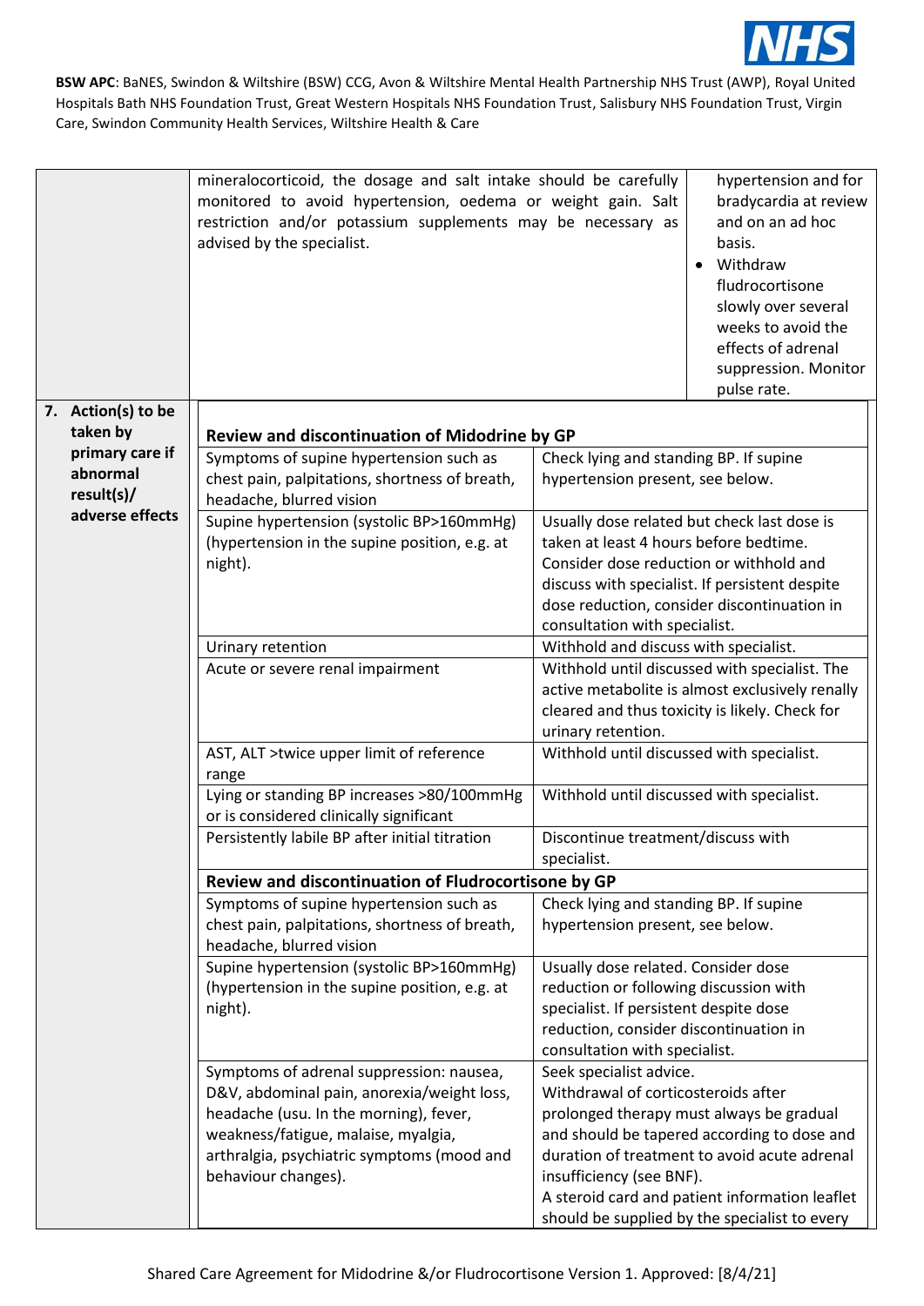| | | |
|---|---|---|
| | mineralocorticoid, the dosage and salt intake should be carefully monitored to avoid hypertension, oedema or weight gain. Salt restriction and/or potassium supplements may be necessary as advised by the specialist. | hypertension and for bradycardia at review and on an ad hoc basis.<br>• Withdraw fludrocortisone slowly over several weeks to avoid the effects of adrenal suppression. Monitor pulse rate. |

| **7. Action(s) to be taken by primary care if abnormal result(s)/ adverse effects** | | |
|---|---|---|
| | **Review and discontinuation of Midodrine by GP** | |
| | Symptoms of supine hypertension such as chest pain, palpitations, shortness of breath, headache, blurred vision | Check lying and standing BP. If supine hypertension present, see below. |
| | Supine hypertension (systolic BP>160mmHg) (hypertension in the supine position, e.g. at night). | Usually dose related but check last dose is taken at least 4 hours before bedtime. Consider dose reduction or withhold and discuss with specialist. If persistent despite dose reduction, consider discontinuation in consultation with specialist. |
| | Urinary retention | Withhold and discuss with specialist. |
| | Acute or severe renal impairment | Withhold until discussed with specialist. The active metabolite is almost exclusively renally cleared and thus toxicity is likely. Check for urinary retention. |
| | AST, ALT >twice upper limit of reference range | Withhold until discussed with specialist. |
| | Lying or standing BP increases >80/100mmHg or is considered clinically significant | Withhold until discussed with specialist. |
| | Persistently labile BP after initial titration | Discontinue treatment/discuss with specialist. |
| | **Review and discontinuation of Fludrocortisone by GP** | |
| | Symptoms of supine hypertension such as chest pain, palpitations, shortness of breath, headache, blurred vision | Check lying and standing BP. If supine hypertension present, see below. |
| | Supine hypertension (systolic BP>160mmHg) (hypertension in the supine position, e.g. at night). | Usually dose related. Consider dose reduction or following discussion with specialist. If persistent despite dose reduction, consider discontinuation in consultation with specialist. |
| | Symptoms of adrenal suppression: nausea, D&V, abdominal pain, anorexia/weight loss, headache (usu. In the morning), fever, weakness/fatigue, malaise, myalgia, arthralgia, psychiatric symptoms (mood and behaviour changes). | Seek specialist advice.<br>Withdrawal of corticosteroids after prolonged therapy must always be gradual and should be tapered according to dose and duration of treatment to avoid acute adrenal insufficiency (see BNF).<br>A steroid card and patient information leaflet should be supplied by the specialist to every |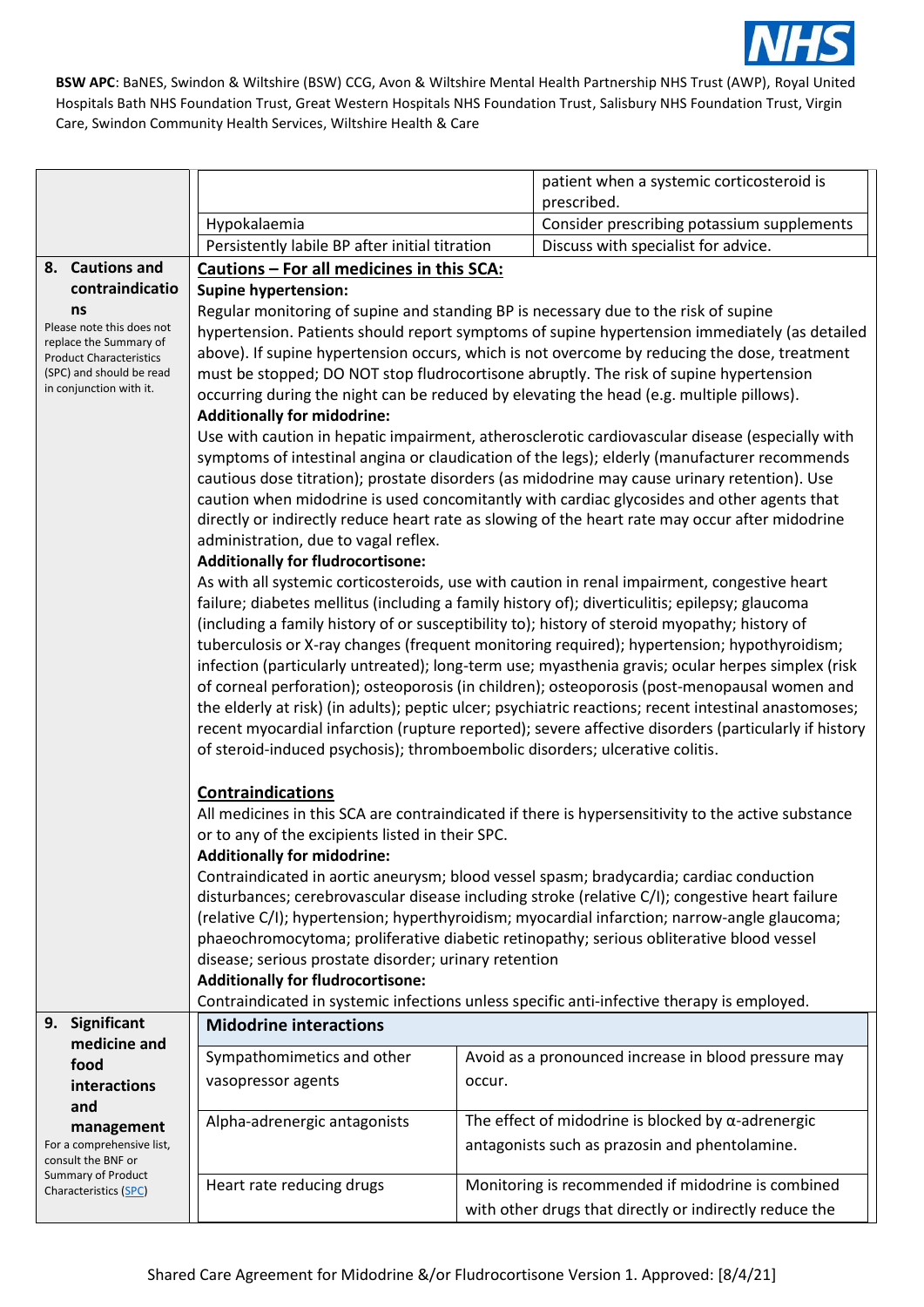BSW APC: BaNES, Swindon & Wiltshire (BSW) CCG, Avon & Wiltshire Mental Health Partnership NHS Trust (AWP), Royal United Hospitals Bath NHS Foundation Trust, Great Western Hospitals NHS Foundation Trust, Salisbury NHS Foundation Trust, Virgin Care, Swindon Community Health Services, Wiltshire Health & Care

| | | |
|---|---|---|
| | | patient when a systemic corticosteroid is prescribed. |
| | Hypokalaemia | Consider prescribing potassium supplements |
| | Persistently labile BP after initial titration | Discuss with specialist for advice. |

**8. Cautions and contraindications**

Please note this does not replace the Summary of Product Characteristics (SPC) and should be read in conjunction with it.

**Cautions – For all medicines in this SCA:**

**Supine hypertension:**

Regular monitoring of supine and standing BP is necessary due to the risk of supine hypertension. Patients should report symptoms of supine hypertension immediately (as detailed above). If supine hypertension occurs, which is not overcome by reducing the dose, treatment must be stopped; DO NOT stop fludrocortisone abruptly. The risk of supine hypertension occurring during the night can be reduced by elevating the head (e.g. multiple pillows).

**Additionally for midodrine:**

Use with caution in hepatic impairment, atherosclerotic cardiovascular disease (especially with symptoms of intestinal angina or claudication of the legs); elderly (manufacturer recommends cautious dose titration); prostate disorders (as midodrine may cause urinary retention). Use caution when midodrine is used concomitantly with cardiac glycosides and other agents that directly or indirectly reduce heart rate as slowing of the heart rate may occur after midodrine administration, due to vagal reflex.

**Additionally for fludrocortisone:**

As with all systemic corticosteroids, use with caution in renal impairment, congestive heart failure; diabetes mellitus (including a family history of); diverticulitis; epilepsy; glaucoma (including a family history of or susceptibility to); history of steroid myopathy; history of tuberculosis or X-ray changes (frequent monitoring required); hypertension; hypothyroidism; infection (particularly untreated); long-term use; myasthenia gravis; ocular herpes simplex (risk of corneal perforation); osteoporosis (in children); osteoporosis (post-menopausal women and the elderly at risk) (in adults); peptic ulcer; psychiatric reactions; recent intestinal anastomoses; recent myocardial infarction (rupture reported); severe affective disorders (particularly if history of steroid-induced psychosis); thromboembolic disorders; ulcerative colitis.

**Contraindications**

All medicines in this SCA are contraindicated if there is hypersensitivity to the active substance or to any of the excipients listed in their SPC.

**Additionally for midodrine:**

Contraindicated in aortic aneurysm; blood vessel spasm; bradycardia; cardiac conduction disturbances; cerebrovascular disease including stroke (relative C/I); congestive heart failure (relative C/I); hypertension; hyperthyroidism; myocardial infarction; narrow-angle glaucoma; phaeochromocytoma; proliferative diabetic retinopathy; serious obliterative blood vessel disease; serious prostate disorder; urinary retention

**Additionally for fludrocortisone:**

Contraindicated in systemic infections unless specific anti-infective therapy is employed.

**9. Significant medicine and food interactions and management**

For a comprehensive list, consult the BNF or Summary of Product Characteristics (SPC)

| Midodrine interactions | |
|---|---|
| Sympathomimetics and other vasopressor agents | Avoid as a pronounced increase in blood pressure may occur. |
| Alpha-adrenergic antagonists | The effect of midodrine is blocked by α-adrenergic antagonists such as prazosin and phentolamine. |
| Heart rate reducing drugs | Monitoring is recommended if midodrine is combined with other drugs that directly or indirectly reduce the |

Shared Care Agreement for Midodrine &/or Fludrocortisone Version 1. Approved: [8/4/21]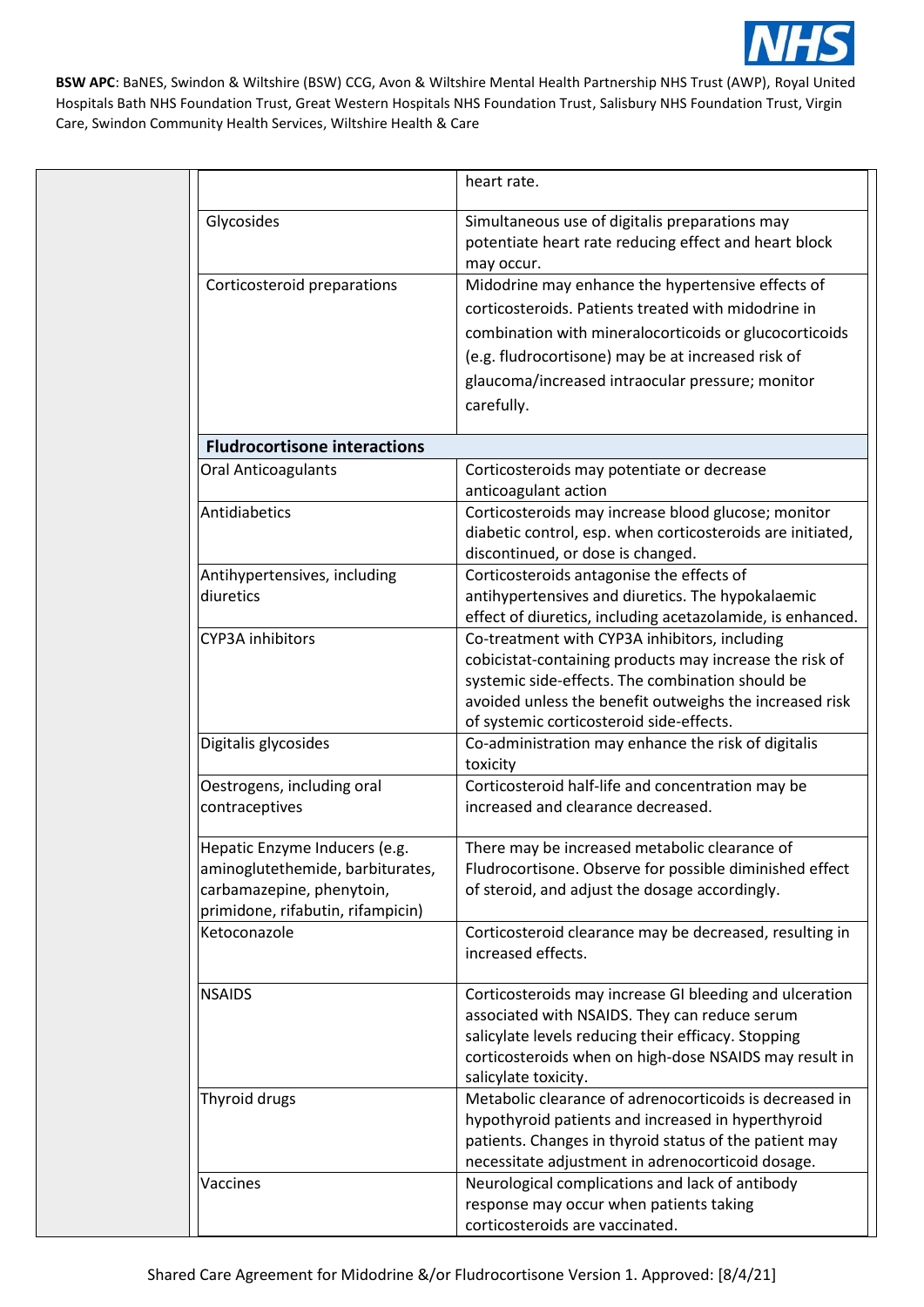| | |
|---|---|
| | heart rate. |
| Glycosides | Simultaneous use of digitalis preparations may potentiate heart rate reducing effect and heart block may occur. |
| Corticosteroid preparations | Midodrine may enhance the hypertensive effects of corticosteroids. Patients treated with midodrine in combination with mineralocorticoids or glucocorticoids (e.g. fludrocortisone) may be at increased risk of glaucoma/increased intraocular pressure; monitor carefully. |
| **Fludrocortisone interactions** | |
| Oral Anticoagulants | Corticosteroids may potentiate or decrease anticoagulant action |
| Antidiabetics | Corticosteroids may increase blood glucose; monitor diabetic control, esp. when corticosteroids are initiated, discontinued, or dose is changed. |
| Antihypertensives, including diuretics | Corticosteroids antagonise the effects of antihypertensives and diuretics. The hypokalaemic effect of diuretics, including acetazolamide, is enhanced. |
| CYP3A inhibitors | Co-treatment with CYP3A inhibitors, including cobicistat-containing products may increase the risk of systemic side-effects. The combination should be avoided unless the benefit outweighs the increased risk of systemic corticosteroid side-effects. |
| Digitalis glycosides | Co-administration may enhance the risk of digitalis toxicity |
| Oestrogens, including oral contraceptives | Corticosteroid half-life and concentration may be increased and clearance decreased. |
| Hepatic Enzyme Inducers (e.g. aminoglutethemide, barbiturates, carbamazepine, phenytoin, primidone, rifabutin, rifampicin) | There may be increased metabolic clearance of Fludrocortisone. Observe for possible diminished effect of steroid, and adjust the dosage accordingly. |
| Ketoconazole | Corticosteroid clearance may be decreased, resulting in increased effects. |
| NSAIDS | Corticosteroids may increase GI bleeding and ulceration associated with NSAIDS. They can reduce serum salicylate levels reducing their efficacy. Stopping corticosteroids when on high-dose NSAIDS may result in salicylate toxicity. |
| Thyroid drugs | Metabolic clearance of adrenocorticoids is decreased in hypothyroid patients and increased in hyperthyroid patients. Changes in thyroid status of the patient may necessitate adjustment in adrenocorticoid dosage. |
| Vaccines | Neurological complications and lack of antibody response may occur when patients taking corticosteroids are vaccinated. |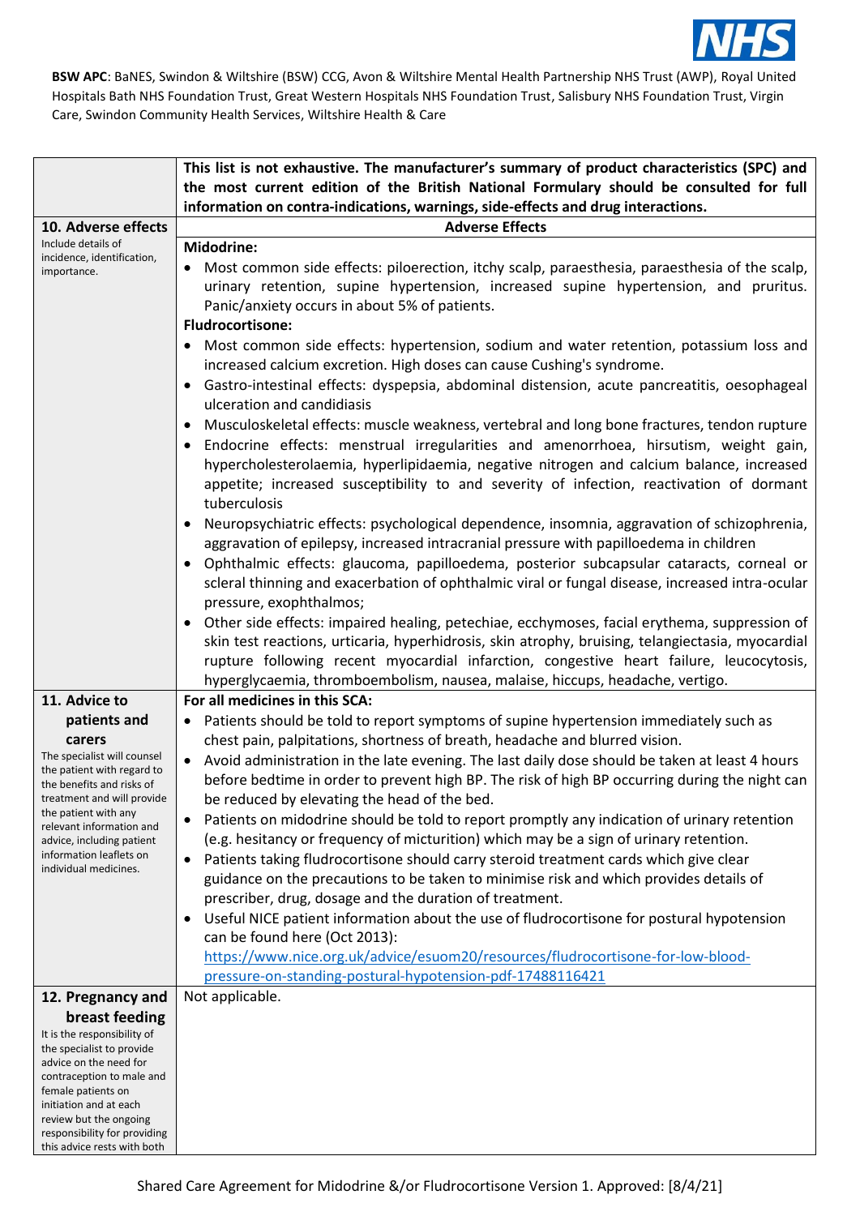BSW APC: BaNES, Swindon & Wiltshire (BSW) CCG, Avon & Wiltshire Mental Health Partnership NHS Trust (AWP), Royal United Hospitals Bath NHS Foundation Trust, Great Western Hospitals NHS Foundation Trust, Salisbury NHS Foundation Trust, Virgin Care, Swindon Community Health Services, Wiltshire Health & Care

| | **This list is not exhaustive. The manufacturer's summary of product characteristics (SPC) and the most current edition of the British National Formulary should be consulted for full information on contra-indications, warnings, side-effects and drug interactions.** |
|---|---|
| **10. Adverse effects**<br>Include details of incidence, identification, importance. | **Adverse Effects**<br>**Midodrine:**<br>• Most common side effects: piloerection, itchy scalp, paraesthesia, paraesthesia of the scalp, urinary retention, supine hypertension, increased supine hypertension, and pruritus. Panic/anxiety occurs in about 5% of patients.<br>**Fludrocortisone:**<br>• Most common side effects: hypertension, sodium and water retention, potassium loss and increased calcium excretion. High doses can cause Cushing's syndrome.<br>• Gastro-intestinal effects: dyspepsia, abdominal distension, acute pancreatitis, oesophageal ulceration and candidiasis<br>• Musculoskeletal effects: muscle weakness, vertebral and long bone fractures, tendon rupture<br>• Endocrine effects: menstrual irregularities and amenorrhoea, hirsutism, weight gain, hypercholesterolaemia, hyperlipidaemia, negative nitrogen and calcium balance, increased appetite; increased susceptibility to and severity of infection, reactivation of dormant tuberculosis<br>• Neuropsychiatric effects: psychological dependence, insomnia, aggravation of schizophrenia, aggravation of epilepsy, increased intracranial pressure with papilloedema in children<br>• Ophthalmic effects: glaucoma, papilloedema, posterior subcapsular cataracts, corneal or scleral thinning and exacerbation of ophthalmic viral or fungal disease, increased intra-ocular pressure, exophthalmos;<br>• Other side effects: impaired healing, petechiae, ecchymoses, facial erythema, suppression of skin test reactions, urticaria, hyperhidrosis, skin atrophy, bruising, telangiectasia, myocardial rupture following recent myocardial infarction, congestive heart failure, leucocytosis, hyperglycaemia, thromboembolism, nausea, malaise, hiccups, headache, vertigo. |
| **11. Advice to patients and carers**<br>The specialist will counsel the patient with regard to the benefits and risks of treatment and will provide the patient with any relevant information and advice, including patient information leaflets on individual medicines. | **For all medicines in this SCA:**<br>• Patients should be told to report symptoms of supine hypertension immediately such as chest pain, palpitations, shortness of breath, headache and blurred vision.<br>• Avoid administration in the late evening. The last daily dose should be taken at least 4 hours before bedtime in order to prevent high BP. The risk of high BP occurring during the night can be reduced by elevating the head of the bed.<br>• Patients on midodrine should be told to report promptly any indication of urinary retention (e.g. hesitancy or frequency of micturition) which may be a sign of urinary retention.<br>• Patients taking fludrocortisone should carry steroid treatment cards which give clear guidance on the precautions to be taken to minimise risk and which provides details of prescriber, drug, dosage and the duration of treatment.<br>• Useful NICE patient information about the use of fludrocortisone for postural hypotension can be found here (Oct 2013): https://www.nice.org.uk/advice/esuom20/resources/fludrocortisone-for-low-blood-pressure-on-standing-postural-hypotension-pdf-17488116421 |
| **12. Pregnancy and breast feeding**<br>It is the responsibility of the specialist to provide advice on the need for contraception to male and female patients on initiation and at each review but the ongoing responsibility for providing this advice rests with both | Not applicable. |

Shared Care Agreement for Midodrine &/or Fludrocortisone Version 1. Approved: [8/4/21]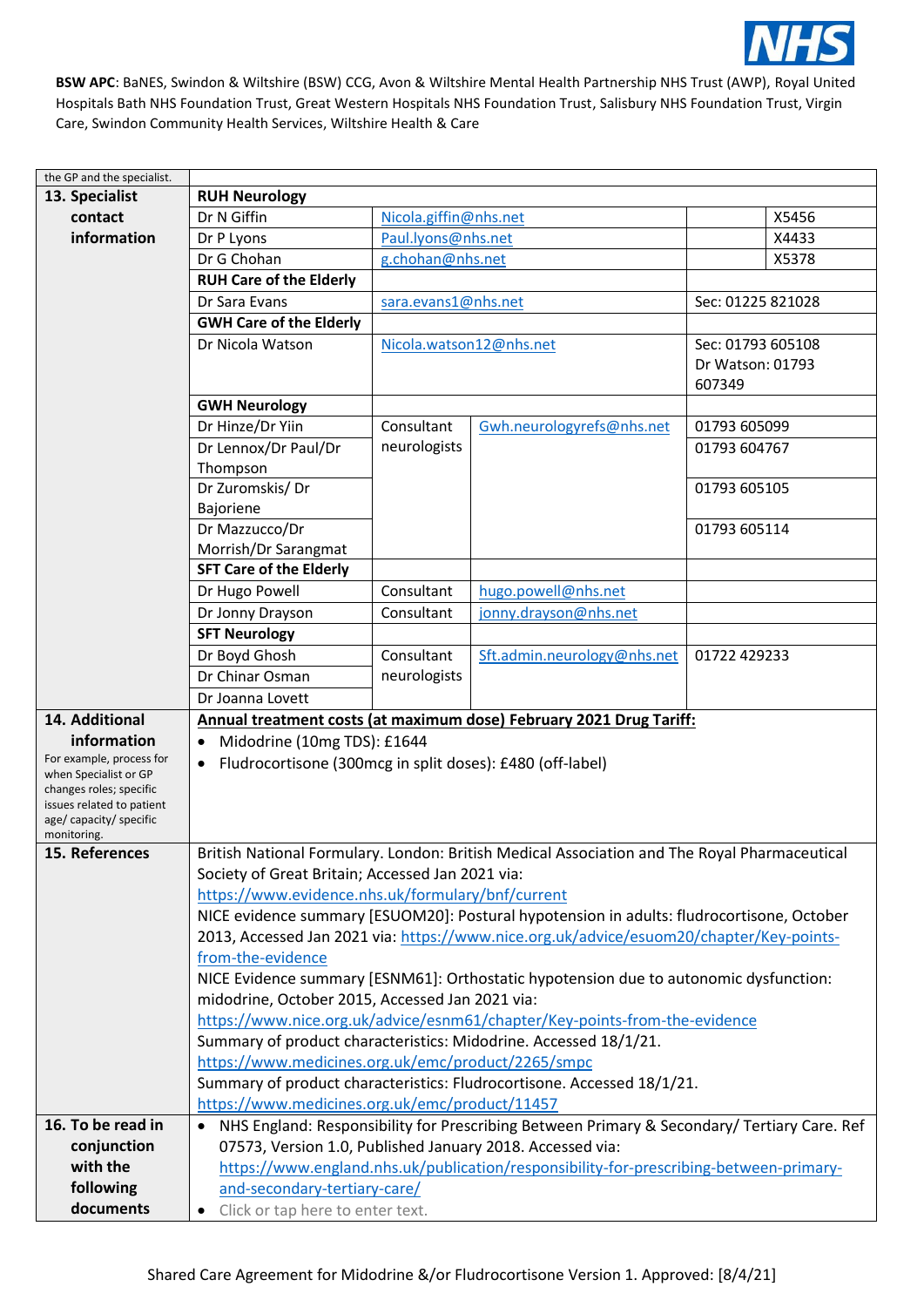**BSW APC**: BaNES, Swindon & Wiltshire (BSW) CCG, Avon & Wiltshire Mental Health Partnership NHS Trust (AWP), Royal United Hospitals Bath NHS Foundation Trust, Great Western Hospitals NHS Foundation Trust, Salisbury NHS Foundation Trust, Virgin Care, Swindon Community Health Services, Wiltshire Health & Care

| the GP and the specialist. | | | | | |
|---|---|---|---|---|---|
| **13. Specialist contact information** | **RUH Neurology** | | | | |
| | Dr N Giffin | Nicola.giffin@nhs.net | | | X5456 |
| | Dr P Lyons | Paul.lyons@nhs.net | | | X4433 |
| | Dr G Chohan | g.chohan@nhs.net | | | X5378 |
| | **RUH Care of the Elderly** | | | | |
| | Dr Sara Evans | sara.evans1@nhs.net | | Sec: 01225 821028 | |
| | **GWH Care of the Elderly** | | | | |
| | Dr Nicola Watson | Nicola.watson12@nhs.net | | Sec: 01793 605108 Dr Watson: 01793 607349 | |
| | **GWH Neurology** | | | | |
| | Dr Hinze/Dr Yiin | Consultant neurologists | Gwh.neurologyrefs@nhs.net | 01793 605099 | |
| | Dr Lennox/Dr Paul/Dr Thompson | | | 01793 604767 | |
| | Dr Zuromskis/ Dr Bajoriene | | | 01793 605105 | |
| | Dr Mazzucco/Dr Morrish/Dr Sarangmat | | | 01793 605114 | |
| | **SFT Care of the Elderly** | | | | |
| | Dr Hugo Powell | Consultant | hugo.powell@nhs.net | | |
| | Dr Jonny Drayson | Consultant | jonny.drayson@nhs.net | | |
| | **SFT Neurology** | | | | |
| | Dr Boyd Ghosh | Consultant neurologists | Sft.admin.neurology@nhs.net | 01722 429233 | |
| | Dr Chinar Osman | | | | |
| | Dr Joanna Lovett | | | | |
| **14. Additional information** For example, process for when Specialist or GP changes roles; specific issues related to patient age/ capacity/ specific monitoring. | **Annual treatment costs (at maximum dose) February 2021 Drug Tariff:** • Midodrine (10mg TDS): £1644 • Fludrocortisone (300mcg in split doses): £480 (off-label) | | | | |
| **15. References** | British National Formulary. London: British Medical Association and The Royal Pharmaceutical Society of Great Britain; Accessed Jan 2021 via: https://www.evidence.nhs.uk/formulary/bnf/current NICE evidence summary [ESUOM20]: Postural hypotension in adults: fludrocortisone, October 2013, Accessed Jan 2021 via: https://www.nice.org.uk/advice/esuom20/chapter/Key-points-from-the-evidence NICE Evidence summary [ESNM61]: Orthostatic hypotension due to autonomic dysfunction: midodrine, October 2015, Accessed Jan 2021 via: https://www.nice.org.uk/advice/esnm61/chapter/Key-points-from-the-evidence Summary of product characteristics: Midodrine. Accessed 18/1/21. https://www.medicines.org.uk/emc/product/2265/smpc Summary of product characteristics: Fludrocortisone. Accessed 18/1/21. https://www.medicines.org.uk/emc/product/11457 | | | | |
| **16. To be read in conjunction with the following documents** | • NHS England: Responsibility for Prescribing Between Primary & Secondary/ Tertiary Care. Ref 07573, Version 1.0, Published January 2018. Accessed via: https://www.england.nhs.uk/publication/responsibility-for-prescribing-between-primary-and-secondary-tertiary-care/ • Click or tap here to enter text. | | | | |

Shared Care Agreement for Midodrine &/or Fludrocortisone Version 1. Approved: [8/4/21]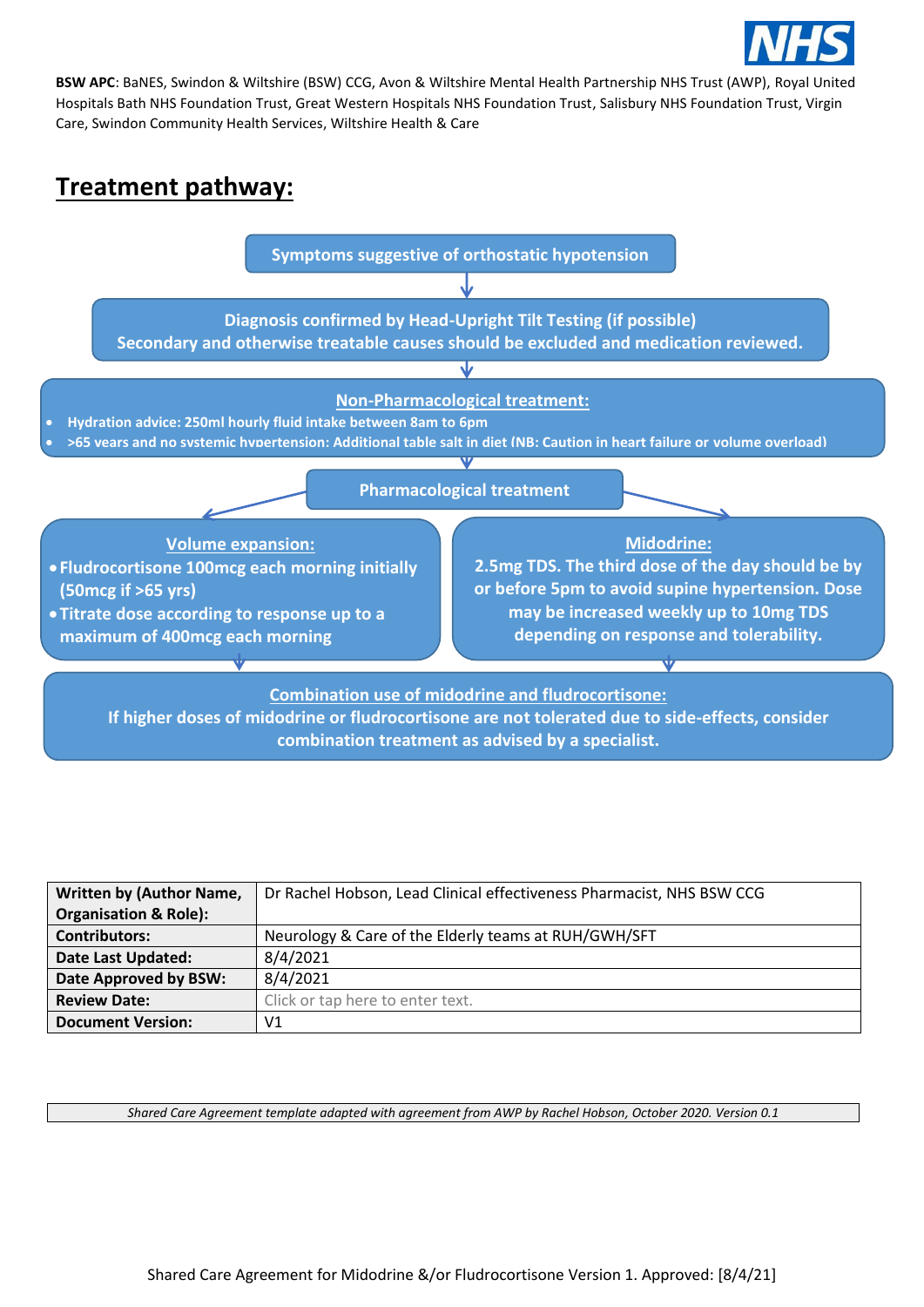**BSW APC**: BaNES, Swindon & Wiltshire (BSW) CCG, Avon & Wiltshire Mental Health Partnership NHS Trust (AWP), Royal United Hospitals Bath NHS Foundation Trust, Great Western Hospitals NHS Foundation Trust, Salisbury NHS Foundation Trust, Virgin Care, Swindon Community Health Services, Wiltshire Health & Care

## Treatment pathway:

**Symptoms suggestive of orthostatic hypotension**

↓

**Diagnosis confirmed by Head-Upright Tilt Testing (if possible)**
**Secondary and otherwise treatable causes should be excluded and medication reviewed.**

↓

**Non-Pharmacological treatment:**

- Hydration advice: 250ml hourly fluid intake between 8am to 6pm
- >65 years and no systemic hypertension: Additional table salt in diet (NB: Caution in heart failure or volume overload)

↓

**Pharmacological treatment**

**Volume expansion:**

- Fludrocortisone 100mcg each morning initially (50mcg if >65 yrs)
- Titrate dose according to response up to a maximum of 400mcg each morning

**Midodrine:**

2.5mg TDS. The third dose of the day should be by or before 5pm to avoid supine hypertension. Dose may be increased weekly up to 10mg TDS depending on response and tolerability.

↓

**Combination use of midodrine and fludrocortisone:**
If higher doses of midodrine or fludrocortisone are not tolerated due to side-effects, consider combination treatment as advised by a specialist.

| | |
|---|---|
| **Written by (Author Name, Organisation & Role):** | Dr Rachel Hobson, Lead Clinical effectiveness Pharmacist, NHS BSW CCG |
| **Contributors:** | Neurology & Care of the Elderly teams at RUH/GWH/SFT |
| **Date Last Updated:** | 8/4/2021 |
| **Date Approved by BSW:** | 8/4/2021 |
| **Review Date:** | Click or tap here to enter text. |
| **Document Version:** | V1 |

*Shared Care Agreement template adapted with agreement from AWP by Rachel Hobson, October 2020. Version 0.1*